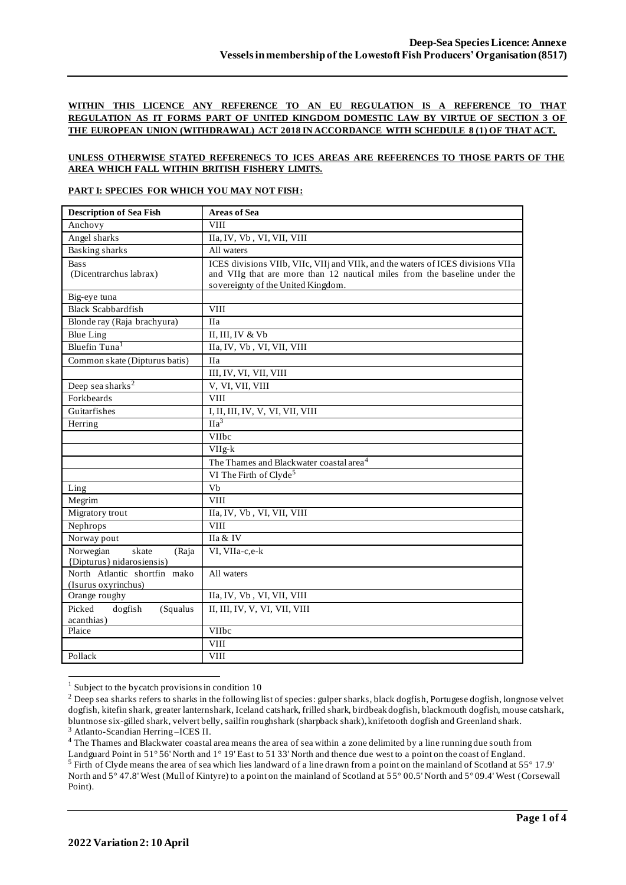**WITHIN THIS LICENCE ANY REFERENCE TO AN EU REGULATION IS A REFERENCE TO THAT REGULATION AS IT FORMS PART OF UNITED KINGDOM DOMESTIC LAW BY VIRTUE OF SECTION 3 OF THE EUROPEAN UNION (WITHDRAWAL) ACT 2018 IN ACCORDANCE WITH SCHEDULE 8 (1) OF THAT ACT.**

**UNLESS OTHERWISE STATED REFERENECS TO ICES AREAS ARE REFERENCES TO THOSE PARTS OF THE AREA WHICH FALL WITHIN BRITISH FISHERY LIMITS.**

**PART I: SPECIES FOR WHICH YOU MAY NOT FISH:**

| Description of Sea Fish | Areas of Sea |
|---|---|
| Anchovy | VIII |
| Angel sharks | IIa, IV, Vb , VI, VII, VIII |
| Basking sharks | All waters |
| Bass (Dicentrarchus labrax) | ICES divisions VIIb, VIIc, VIIj and VIIk, and the waters of ICES divisions VIIa and VIIg that are more than 12 nautical miles from the baseline under the sovereignty of the United Kingdom. |
| Big-eye tuna | |
| Black Scabbardfish | VIII |
| Blonde ray (Raja brachyura) | IIa |
| Blue Ling | II, III, IV & Vb |
| Bluefin Tuna[1] | IIa, IV, Vb , VI, VII, VIII |
| Common skate (Dipturus batis) | IIa |
| | III, IV, VI, VII, VIII |
| Deep sea sharks[2] | V, VI, VII, VIII |
| Forkbeards | VIII |
| Guitarfishes | I, II, III, IV, V, VI, VII, VIII |
| Herring | IIa[3] |
| | VIIbc |
| | VIIg-k |
| | The Thames and Blackwater coastal area[4] |
| | VI The Firth of Clyde[5] |
| Ling | Vb |
| Megrim | VIII |
| Migratory trout | IIa, IV, Vb , VI, VII, VIII |
| Nephrops | VIII |
| Norway pout | IIa & IV |
| Norwegian skate (Raja {Dipturus} nidarosiensis) | VI, VIIa-c,e-k |
| North Atlantic shortfin mako (Isurus oxyrinchus) | All waters |
| Orange roughy | IIa, IV, Vb , VI, VII, VIII |
| Picked dogfish (Squalus acanthias) | II, III, IV, V, VI, VII, VIII |
| Plaice | VIIbc |
| | VIII |
| Pollack | VIII |

[1] Subject to the bycatch provisions in condition 10

[2] Deep sea sharks refers to sharks in the following list of species: gulper sharks, black dogfish, Portugese dogfish, longnose velvet dogfish, kitefin shark, greater lanternshark, Iceland catshark, frilled shark, birdbeak dogfish, blackmouth dogfish, mouse catshark, bluntnose six-gilled shark, velvert belly, sailfin roughshark (sharpback shark), knifetooth dogfish and Greenland shark.

[3] Atlanto-Scandian Herring –ICES II.

[4] The Thames and Blackwater coastal area means the area of sea within a zone delimited by a line running due south from Landguard Point in 51° 56' North and 1° 19' East to 51 33' North and thence due west to a point on the coast of England.

[5] Firth of Clyde means the area of sea which lies landward of a line drawn from a point on the mainland of Scotland at 55° 17.9' North and 5° 47.8' West (Mull of Kintyre) to a point on the mainland of Scotland at 55° 00.5' North and 5° 09.4' West (Corsewall Point).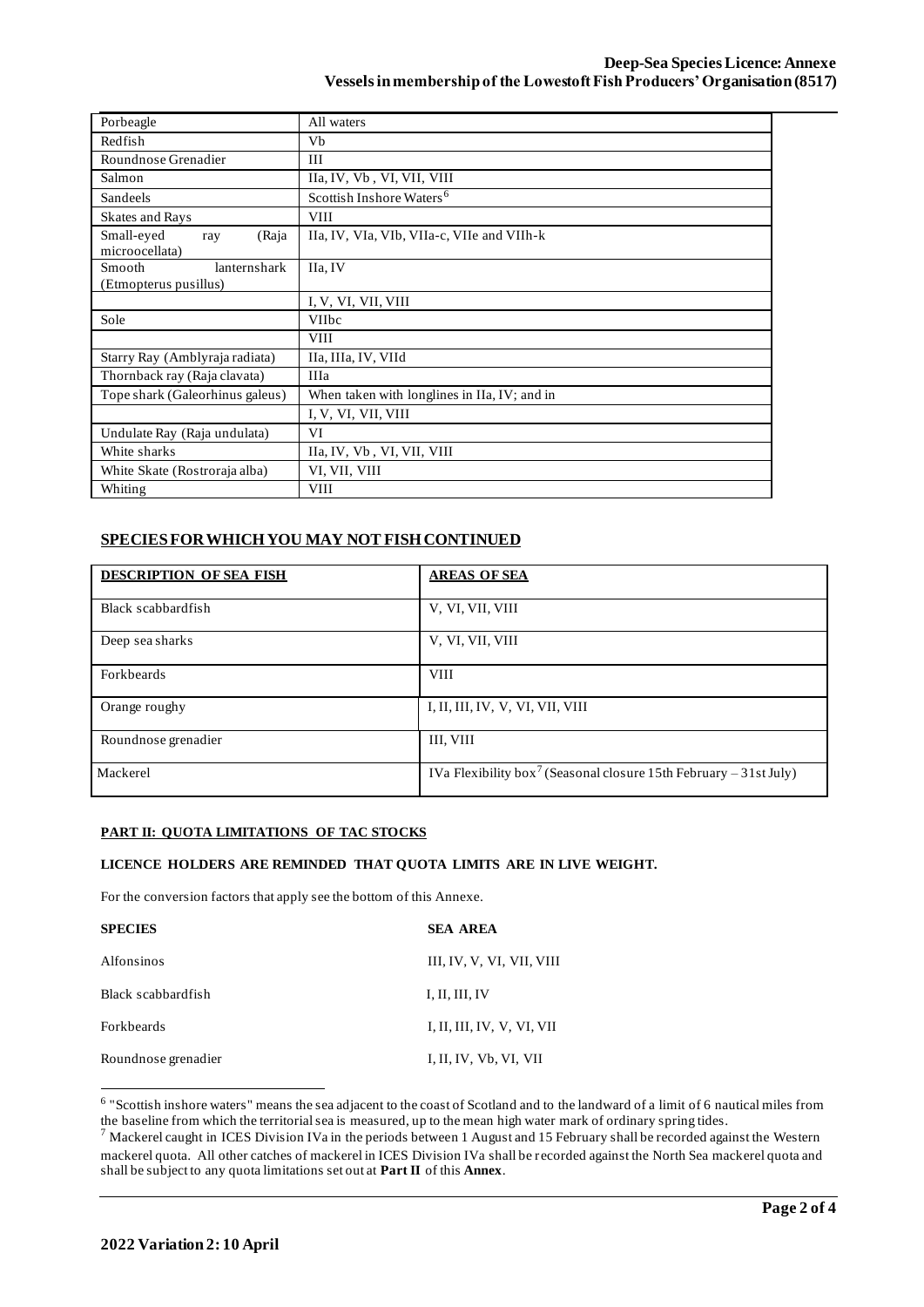| | |
|---|---|
| Porbeagle | All waters |
| Redfish | Vb |
| Roundnose Grenadier | III |
| Salmon | IIa, IV, Vb , VI, VII, VIII |
| Sandeels | Scottish Inshore Waters[6] |
| Skates and Rays | VIII |
| Small-eyed ray (Raja microocellata) | IIa, IV, VIa, VIb, VIIa-c, VIIe and VIIh-k |
| Smooth lanternshark (Etmopterus pusillus) | IIa, IV |
| | I, V, VI, VII, VIII |
| Sole | VIIbc |
| | VIII |
| Starry Ray (Amblyraja radiata) | IIa, IIIa, IV, VIId |
| Thornback ray (Raja clavata) | IIIa |
| Tope shark (Galeorhinus galeus) | When taken with longlines in IIa, IV; and in |
| | I, V, VI, VII, VIII |
| Undulate Ray (Raja undulata) | VI |
| White sharks | IIa, IV, Vb , VI, VII, VIII |
| White Skate (Rostroraja alba) | VI, VII, VIII |
| Whiting | VIII |

## SPECIES FOR WHICH YOU MAY NOT FISH CONTINUED

| DESCRIPTION OF SEA FISH | AREAS OF SEA |
|---|---|
| Black scabbardfish | V, VI, VII, VIII |
| Deep sea sharks | V, VI, VII, VIII |
| Forkbeards | VIII |
| Orange roughy | I, II, III, IV, V, VI, VII, VIII |
| Roundnose grenadier | III, VIII |
| Mackerel | IVa Flexibility box[7] (Seasonal closure 15th February – 31st July) |

### PART II: QUOTA LIMITATIONS OF TAC STOCKS

**LICENCE HOLDERS ARE REMINDED THAT QUOTA LIMITS ARE IN LIVE WEIGHT.**

For the conversion factors that apply see the bottom of this Annexe.

| SPECIES | SEA AREA |
|---|---|
| Alfonsinos | III, IV, V, VI, VII, VIII |
| Black scabbardfish | I, II, III, IV |
| Forkbeards | I, II, III, IV, V, VI, VII |
| Roundnose grenadier | I, II, IV, Vb, VI, VII |

[6] "Scottish inshore waters" means the sea adjacent to the coast of Scotland and to the landward of a limit of 6 nautical miles from the baseline from which the territorial sea is measured, up to the mean high water mark of ordinary spring tides.

[7] Mackerel caught in ICES Division IVa in the periods between 1 August and 15 February shall be recorded against the Western mackerel quota. All other catches of mackerel in ICES Division IVa shall be recorded against the North Sea mackerel quota and shall be subject to any quota limitations set out at **Part II** of this **Annex**.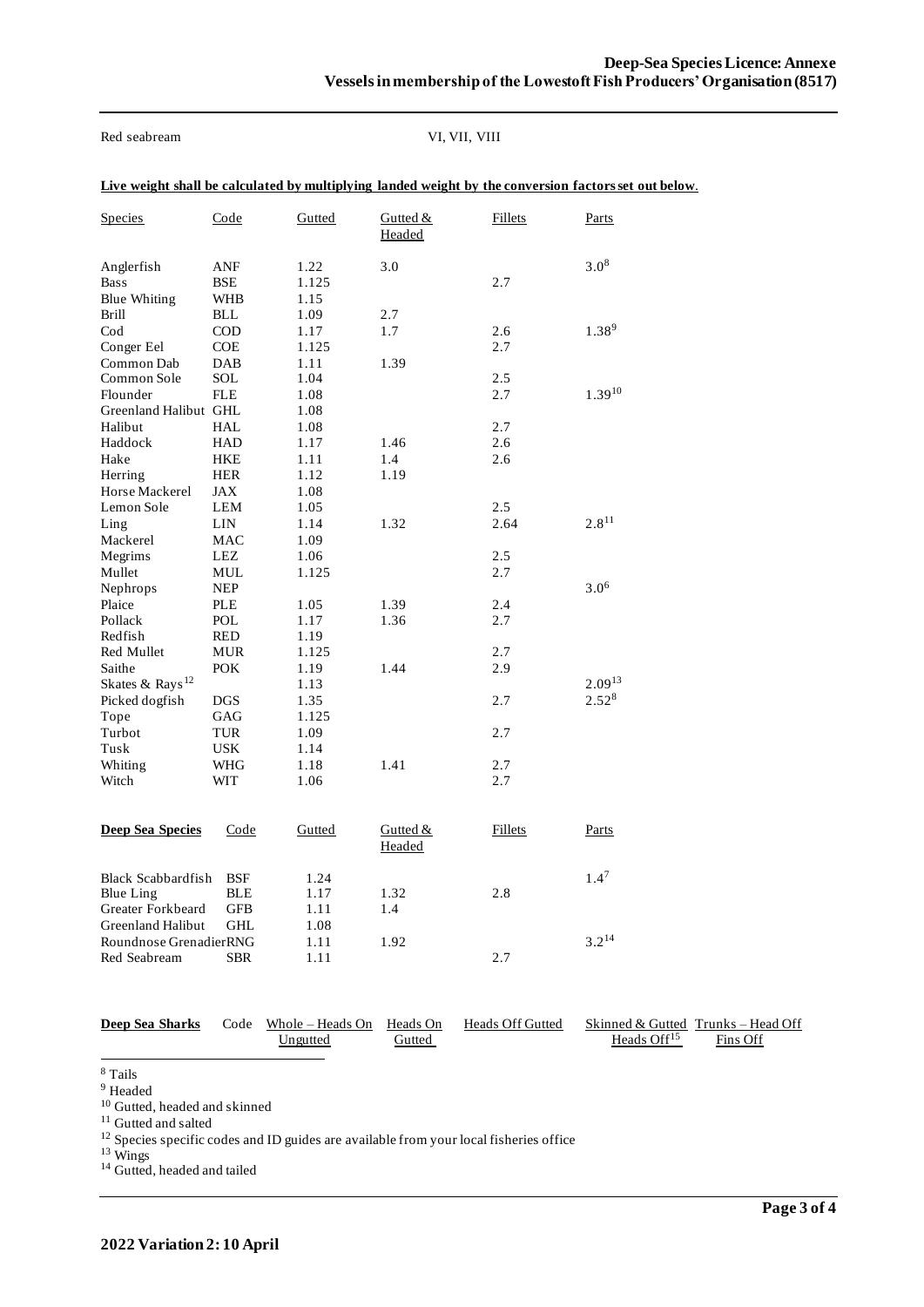| Red seabream | VI, VII, VIII |
|---|---|

**Live weight shall be calculated by multiplying landed weight by the conversion factors set out below**.

| Species | Code | Gutted | Gutted & Headed | Fillets | Parts |
|---|---|---|---|---|---|
| Anglerfish | ANF | 1.22 | 3.0 | | 3.0[8] |
| Bass | BSE | 1.125 | | 2.7 | |
| Blue Whiting | WHB | 1.15 | | | |
| Brill | BLL | 1.09 | 2.7 | | |
| Cod | COD | 1.17 | 1.7 | 2.6 | 1.38[9] |
| Conger Eel | COE | 1.125 | | 2.7 | |
| Common Dab | DAB | 1.11 | 1.39 | | |
| Common Sole | SOL | 1.04 | | 2.5 | |
| Flounder | FLE | 1.08 | | 2.7 | 1.39[10] |
| Greenland Halibut | GHL | 1.08 | | | |
| Halibut | HAL | 1.08 | | 2.7 | |
| Haddock | HAD | 1.17 | 1.46 | 2.6 | |
| Hake | HKE | 1.11 | 1.4 | 2.6 | |
| Herring | HER | 1.12 | 1.19 | | |
| Horse Mackerel | JAX | 1.08 | | | |
| Lemon Sole | LEM | 1.05 | | 2.5 | |
| Ling | LIN | 1.14 | 1.32 | 2.64 | 2.8[11] |
| Mackerel | MAC | 1.09 | | | |
| Megrims | LEZ | 1.06 | | 2.5 | |
| Mullet | MUL | 1.125 | | 2.7 | |
| Nephrops | NEP | | | | 3.0[6] |
| Plaice | PLE | 1.05 | 1.39 | 2.4 | |
| Pollack | POL | 1.17 | 1.36 | 2.7 | |
| Redfish | RED | 1.19 | | | |
| Red Mullet | MUR | 1.125 | | 2.7 | |
| Saithe | POK | 1.19 | 1.44 | 2.9 | |
| Skates & Rays[12] | | 1.13 | | | 2.09[13] |
| Picked dogfish | DGS | 1.35 | | 2.7 | 2.52[8] |
| Tope | GAG | 1.125 | | | |
| Turbot | TUR | 1.09 | | 2.7 | |
| Tusk | USK | 1.14 | | | |
| Whiting | WHG | 1.18 | 1.41 | 2.7 | |
| Witch | WIT | 1.06 | | 2.7 | |

| **Deep Sea Species** | Code | Gutted | Gutted & Headed | Fillets | Parts |
|---|---|---|---|---|---|
| Black Scabbardfish | BSF | 1.24 | | | 1.4[7] |
| Blue Ling | BLE | 1.17 | 1.32 | 2.8 | |
| Greater Forkbeard | GFB | 1.11 | 1.4 | | |
| Greenland Halibut | GHL | 1.08 | | | |
| Roundnose Grenadier | RNG | 1.11 | 1.92 | | 3.2[14] |
| Red Seabream | SBR | 1.11 | | 2.7 | |

| **Deep Sea Sharks** | Code | Whole – Heads On Ungutted | Heads On Gutted | Heads Off Gutted | Skinned & Gutted Heads Off[15] | Trunks – Head Off Fins Off |
|---|---|---|---|---|---|---|

[8] Tails

[9] Headed

[10] Gutted, headed and skinned

[11] Gutted and salted

[12] Species specific codes and ID guides are available from your local fisheries office

[13] Wings

[14] Gutted, headed and tailed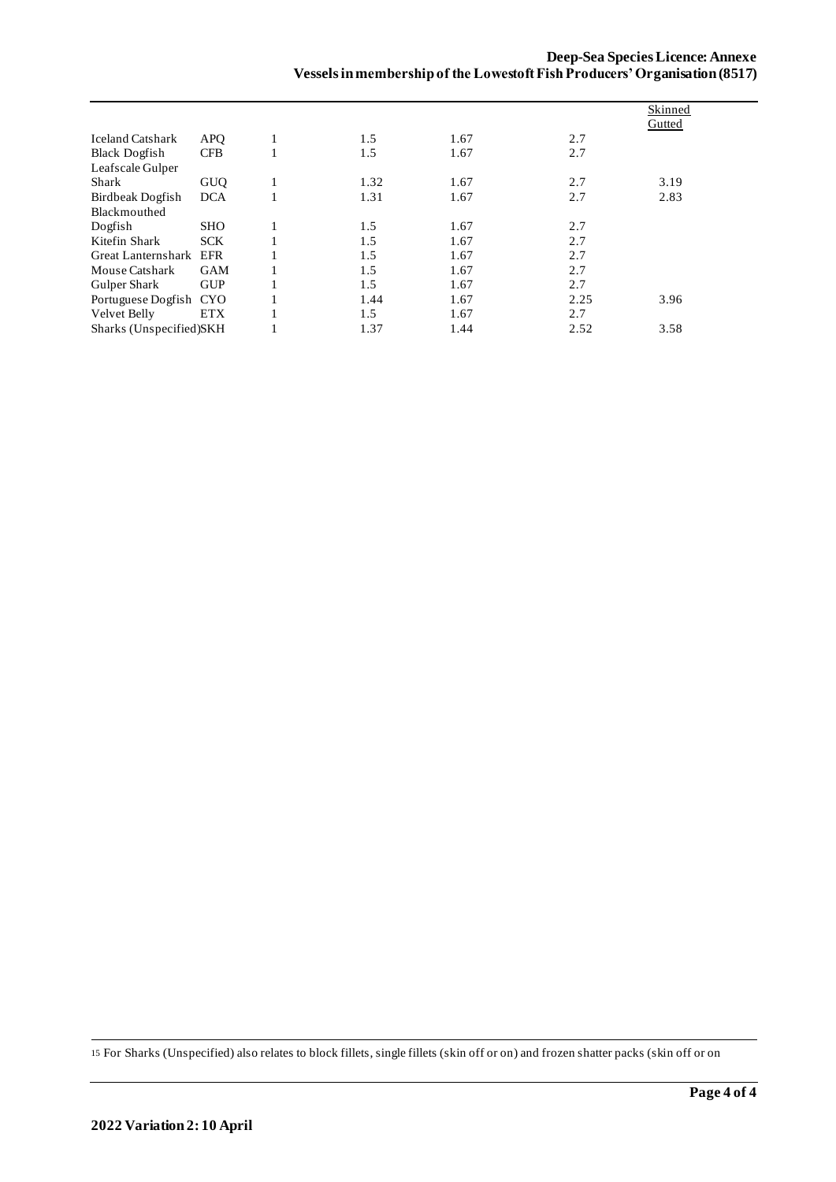| | | | | | | Skinned Gutted |
|---|---|---|---|---|---|---|
| Iceland Catshark | APQ | 1 | 1.5 | 1.67 | 2.7 | |
| Black Dogfish | CFB | 1 | 1.5 | 1.67 | 2.7 | |
| Leafscale Gulper Shark | GUQ | 1 | 1.32 | 1.67 | 2.7 | 3.19 |
| Birdbeak Dogfish | DCA | 1 | 1.31 | 1.67 | 2.7 | 2.83 |
| Blackmouthed Dogfish | SHO | 1 | 1.5 | 1.67 | 2.7 | |
| Kitefin Shark | SCK | 1 | 1.5 | 1.67 | 2.7 | |
| Great Lanternshark | EFR | 1 | 1.5 | 1.67 | 2.7 | |
| Mouse Catshark | GAM | 1 | 1.5 | 1.67 | 2.7 | |
| Gulper Shark | GUP | 1 | 1.5 | 1.67 | 2.7 | |
| Portuguese Dogfish | CYO | 1 | 1.44 | 1.67 | 2.25 | 3.96 |
| Velvet Belly | ETX | 1 | 1.5 | 1.67 | 2.7 | |
| Sharks (Unspecified) | SKH | 1 | 1.37 | 1.44 | 2.52 | 3.58 |

[15] For Sharks (Unspecified) also relates to block fillets, single fillets (skin off or on) and frozen shatter packs (skin off or on

2022 Variation 2: 10 April